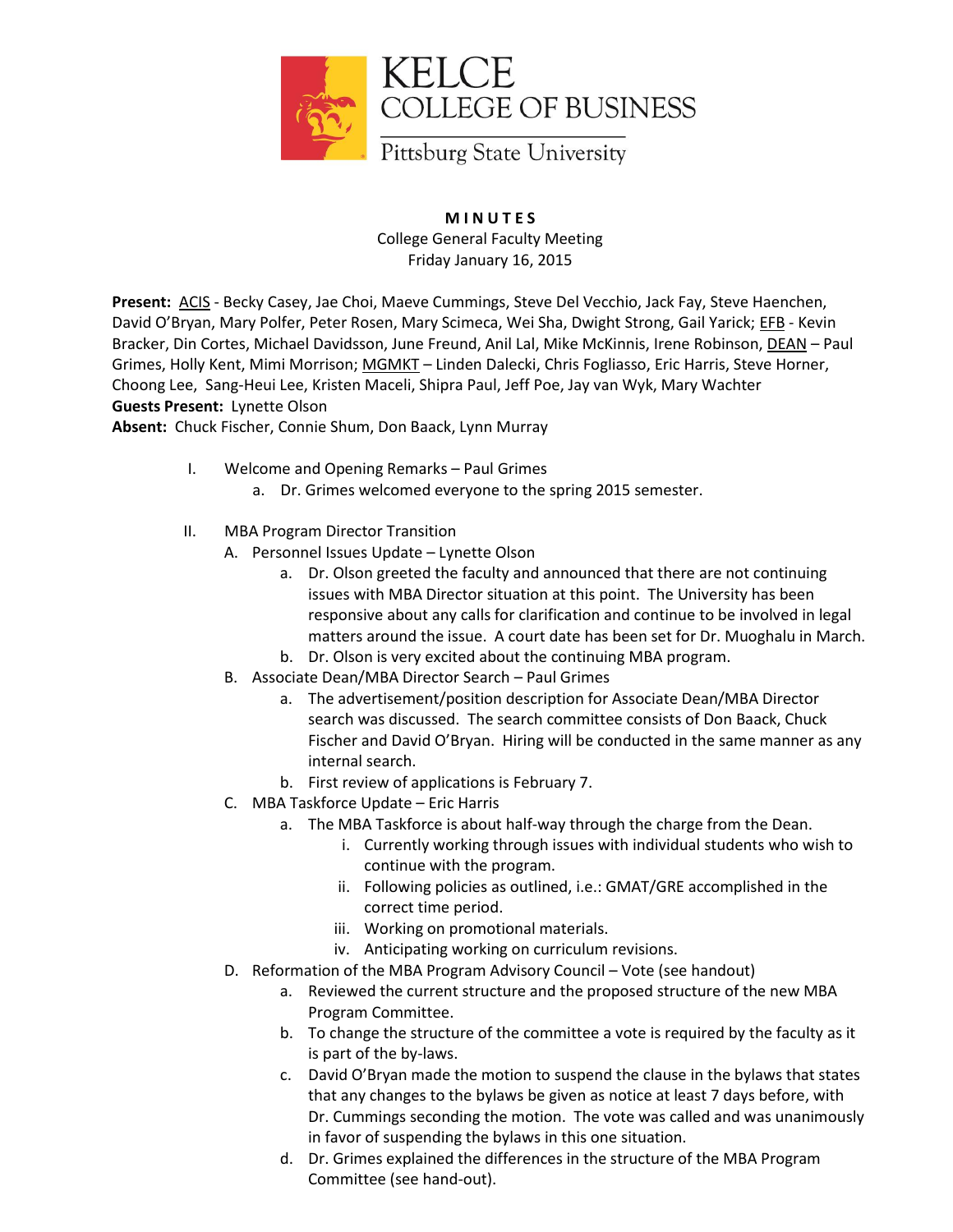KELCE
COLLEGE OF BUSINESS
Pittsburg State University

**MINUTES**
College General Faculty Meeting
Friday January 16, 2015

**Present:** ACIS - Becky Casey, Jae Choi, Maeve Cummings, Steve Del Vecchio, Jack Fay, Steve Haenchen, David O'Bryan, Mary Polfer, Peter Rosen, Mary Scimeca, Wei Sha, Dwight Strong, Gail Yarick; EFB - Kevin Bracker, Din Cortes, Michael Davidsson, June Freund, Anil Lal, Mike McKinnis, Irene Robinson, DEAN – Paul Grimes, Holly Kent, Mimi Morrison; MGMKT – Linden Dalecki, Chris Fogliasso, Eric Harris, Steve Horner, Choong Lee, Sang-Heui Lee, Kristen Maceli, Shipra Paul, Jeff Poe, Jay van Wyk, Mary Wachter
**Guests Present:** Lynette Olson
**Absent:** Chuck Fischer, Connie Shum, Don Baack, Lynn Murray

I. Welcome and Opening Remarks – Paul Grimes
   a. Dr. Grimes welcomed everyone to the spring 2015 semester.

II. MBA Program Director Transition
   A. Personnel Issues Update – Lynette Olson
      a. Dr. Olson greeted the faculty and announced that there are not continuing issues with MBA Director situation at this point. The University has been responsive about any calls for clarification and continue to be involved in legal matters around the issue. A court date has been set for Dr. Muoghalu in March.
      b. Dr. Olson is very excited about the continuing MBA program.
   B. Associate Dean/MBA Director Search – Paul Grimes
      a. The advertisement/position description for Associate Dean/MBA Director search was discussed. The search committee consists of Don Baack, Chuck Fischer and David O'Bryan. Hiring will be conducted in the same manner as any internal search.
      b. First review of applications is February 7.
   C. MBA Taskforce Update – Eric Harris
      a. The MBA Taskforce is about half-way through the charge from the Dean.
         i. Currently working through issues with individual students who wish to continue with the program.
         ii. Following policies as outlined, i.e.: GMAT/GRE accomplished in the correct time period.
         iii. Working on promotional materials.
         iv. Anticipating working on curriculum revisions.
   D. Reformation of the MBA Program Advisory Council – Vote (see handout)
      a. Reviewed the current structure and the proposed structure of the new MBA Program Committee.
      b. To change the structure of the committee a vote is required by the faculty as it is part of the by-laws.
      c. David O'Bryan made the motion to suspend the clause in the bylaws that states that any changes to the bylaws be given as notice at least 7 days before, with Dr. Cummings seconding the motion. The vote was called and was unanimously in favor of suspending the bylaws in this one situation.
      d. Dr. Grimes explained the differences in the structure of the MBA Program Committee (see hand-out).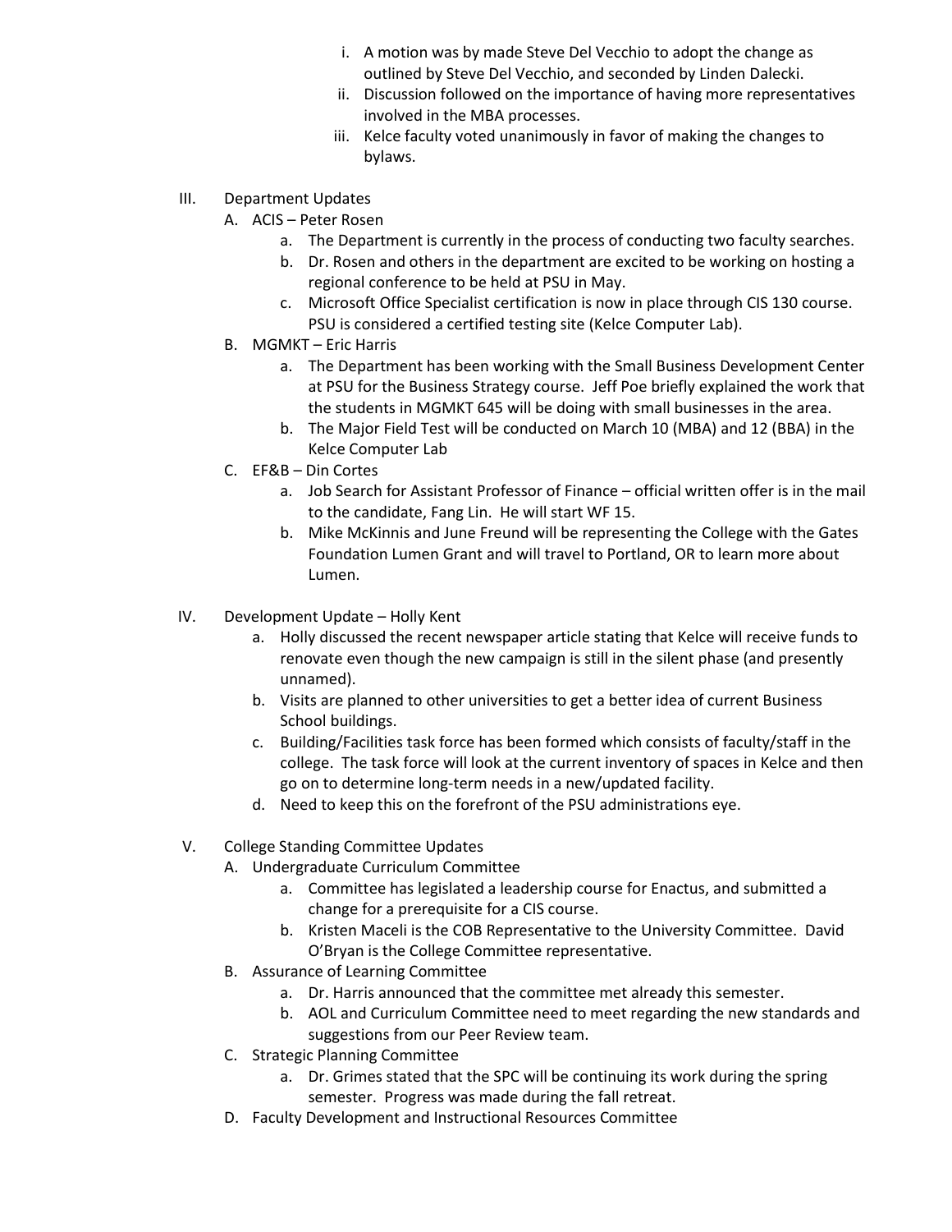i. A motion was by made Steve Del Vecchio to adopt the change as outlined by Steve Del Vecchio, and seconded by Linden Dalecki.
   ii. Discussion followed on the importance of having more representatives involved in the MBA processes.
   iii. Kelce faculty voted unanimously in favor of making the changes to bylaws.

III. Department Updates

   A. ACIS – Peter Rosen
      a. The Department is currently in the process of conducting two faculty searches.
      b. Dr. Rosen and others in the department are excited to be working on hosting a regional conference to be held at PSU in May.
      c. Microsoft Office Specialist certification is now in place through CIS 130 course. PSU is considered a certified testing site (Kelce Computer Lab).

   B. MGMKT – Eric Harris
      a. The Department has been working with the Small Business Development Center at PSU for the Business Strategy course. Jeff Poe briefly explained the work that the students in MGMKT 645 will be doing with small businesses in the area.
      b. The Major Field Test will be conducted on March 10 (MBA) and 12 (BBA) in the Kelce Computer Lab

   C. EF&B – Din Cortes
      a. Job Search for Assistant Professor of Finance – official written offer is in the mail to the candidate, Fang Lin. He will start WF 15.
      b. Mike McKinnis and June Freund will be representing the College with the Gates Foundation Lumen Grant and will travel to Portland, OR to learn more about Lumen.

IV. Development Update – Holly Kent
   a. Holly discussed the recent newspaper article stating that Kelce will receive funds to renovate even though the new campaign is still in the silent phase (and presently unnamed).
   b. Visits are planned to other universities to get a better idea of current Business School buildings.
   c. Building/Facilities task force has been formed which consists of faculty/staff in the college. The task force will look at the current inventory of spaces in Kelce and then go on to determine long-term needs in a new/updated facility.
   d. Need to keep this on the forefront of the PSU administrations eye.

V. College Standing Committee Updates

   A. Undergraduate Curriculum Committee
      a. Committee has legislated a leadership course for Enactus, and submitted a change for a prerequisite for a CIS course.
      b. Kristen Maceli is the COB Representative to the University Committee. David O'Bryan is the College Committee representative.

   B. Assurance of Learning Committee
      a. Dr. Harris announced that the committee met already this semester.
      b. AOL and Curriculum Committee need to meet regarding the new standards and suggestions from our Peer Review team.

   C. Strategic Planning Committee
      a. Dr. Grimes stated that the SPC will be continuing its work during the spring semester. Progress was made during the fall retreat.

   D. Faculty Development and Instructional Resources Committee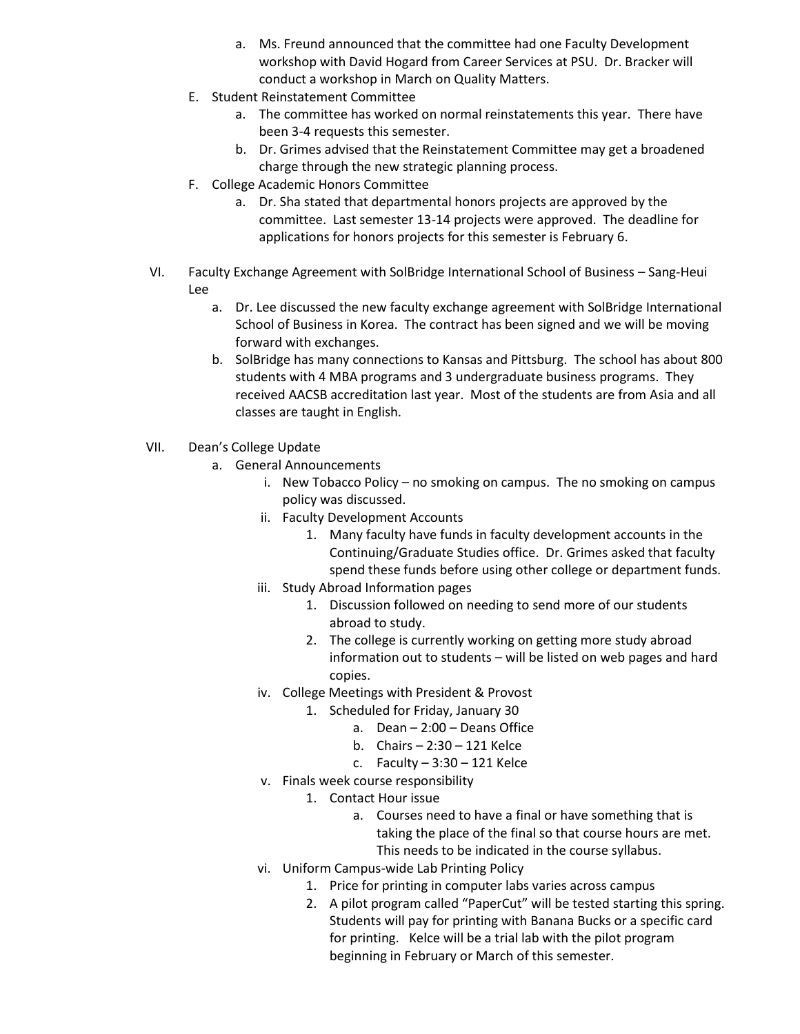a. Ms. Freund announced that the committee had one Faculty Development workshop with David Hogard from Career Services at PSU. Dr. Bracker will conduct a workshop in March on Quality Matters.

E. Student Reinstatement Committee
   a. The committee has worked on normal reinstatements this year. There have been 3-4 requests this semester.
   b. Dr. Grimes advised that the Reinstatement Committee may get a broadened charge through the new strategic planning process.

F. College Academic Honors Committee
   a. Dr. Sha stated that departmental honors projects are approved by the committee. Last semester 13-14 projects were approved. The deadline for applications for honors projects for this semester is February 6.

VI. Faculty Exchange Agreement with SolBridge International School of Business – Sang-Heui Lee
   a. Dr. Lee discussed the new faculty exchange agreement with SolBridge International School of Business in Korea. The contract has been signed and we will be moving forward with exchanges.
   b. SolBridge has many connections to Kansas and Pittsburg. The school has about 800 students with 4 MBA programs and 3 undergraduate business programs. They received AACSB accreditation last year. Most of the students are from Asia and all classes are taught in English.

VII. Dean's College Update
   a. General Announcements
      i. New Tobacco Policy – no smoking on campus. The no smoking on campus policy was discussed.
      ii. Faculty Development Accounts
         1. Many faculty have funds in faculty development accounts in the Continuing/Graduate Studies office. Dr. Grimes asked that faculty spend these funds before using other college or department funds.
      iii. Study Abroad Information pages
         1. Discussion followed on needing to send more of our students abroad to study.
         2. The college is currently working on getting more study abroad information out to students – will be listed on web pages and hard copies.
      iv. College Meetings with President & Provost
         1. Scheduled for Friday, January 30
            a. Dean – 2:00 – Deans Office
            b. Chairs – 2:30 – 121 Kelce
            c. Faculty – 3:30 – 121 Kelce
      v. Finals week course responsibility
         1. Contact Hour issue
            a. Courses need to have a final or have something that is taking the place of the final so that course hours are met. This needs to be indicated in the course syllabus.
      vi. Uniform Campus-wide Lab Printing Policy
         1. Price for printing in computer labs varies across campus
         2. A pilot program called "PaperCut" will be tested starting this spring. Students will pay for printing with Banana Bucks or a specific card for printing. Kelce will be a trial lab with the pilot program beginning in February or March of this semester.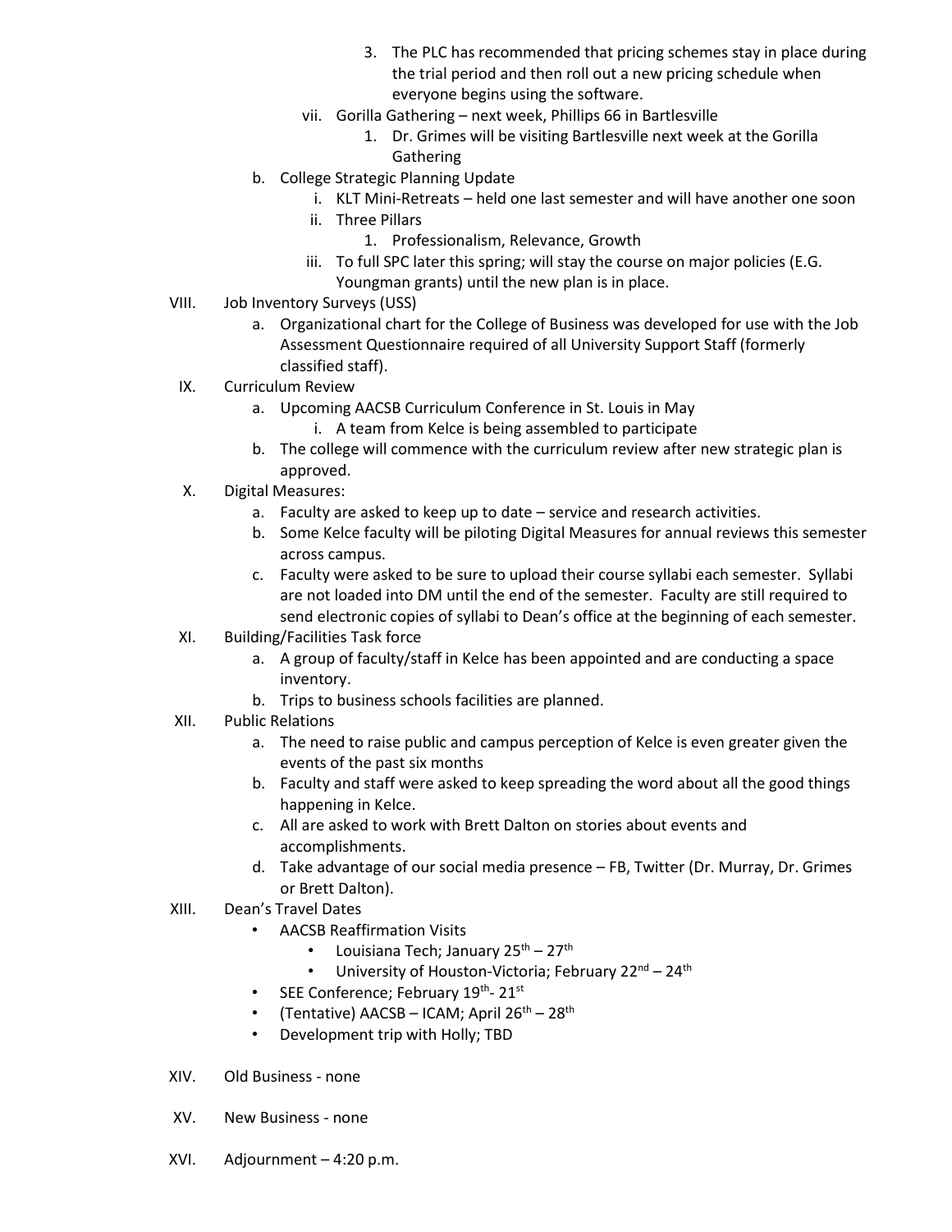3. The PLC has recommended that pricing schemes stay in place during the trial period and then roll out a new pricing schedule when everyone begins using the software.

    vii. Gorilla Gathering – next week, Phillips 66 in Bartlesville

        1. Dr. Grimes will be visiting Bartlesville next week at the Gorilla Gathering

  b. College Strategic Planning Update

    i. KLT Mini-Retreats – held one last semester and will have another one soon

    ii. Three Pillars

        1. Professionalism, Relevance, Growth

    iii. To full SPC later this spring; will stay the course on major policies (E.G. Youngman grants) until the new plan is in place.

VIII. Job Inventory Surveys (USS)

  a. Organizational chart for the College of Business was developed for use with the Job Assessment Questionnaire required of all University Support Staff (formerly classified staff).

IX. Curriculum Review

  a. Upcoming AACSB Curriculum Conference in St. Louis in May

    i. A team from Kelce is being assembled to participate

  b. The college will commence with the curriculum review after new strategic plan is approved.

X. Digital Measures:

  a. Faculty are asked to keep up to date – service and research activities.

  b. Some Kelce faculty will be piloting Digital Measures for annual reviews this semester across campus.

  c. Faculty were asked to be sure to upload their course syllabi each semester. Syllabi are not loaded into DM until the end of the semester. Faculty are still required to send electronic copies of syllabi to Dean's office at the beginning of each semester.

XI. Building/Facilities Task force

  a. A group of faculty/staff in Kelce has been appointed and are conducting a space inventory.

  b. Trips to business schools facilities are planned.

XII. Public Relations

  a. The need to raise public and campus perception of Kelce is even greater given the events of the past six months

  b. Faculty and staff were asked to keep spreading the word about all the good things happening in Kelce.

  c. All are asked to work with Brett Dalton on stories about events and accomplishments.

  d. Take advantage of our social media presence – FB, Twitter (Dr. Murray, Dr. Grimes or Brett Dalton).

XIII. Dean's Travel Dates

- AACSB Reaffirmation Visits
  - Louisiana Tech; January 25th – 27th
  - University of Houston-Victoria; February 22nd – 24th
- SEE Conference; February 19th- 21st
- (Tentative) AACSB – ICAM; April 26th – 28th
- Development trip with Holly; TBD

XIV. Old Business - none

XV. New Business - none

XVI. Adjournment – 4:20 p.m.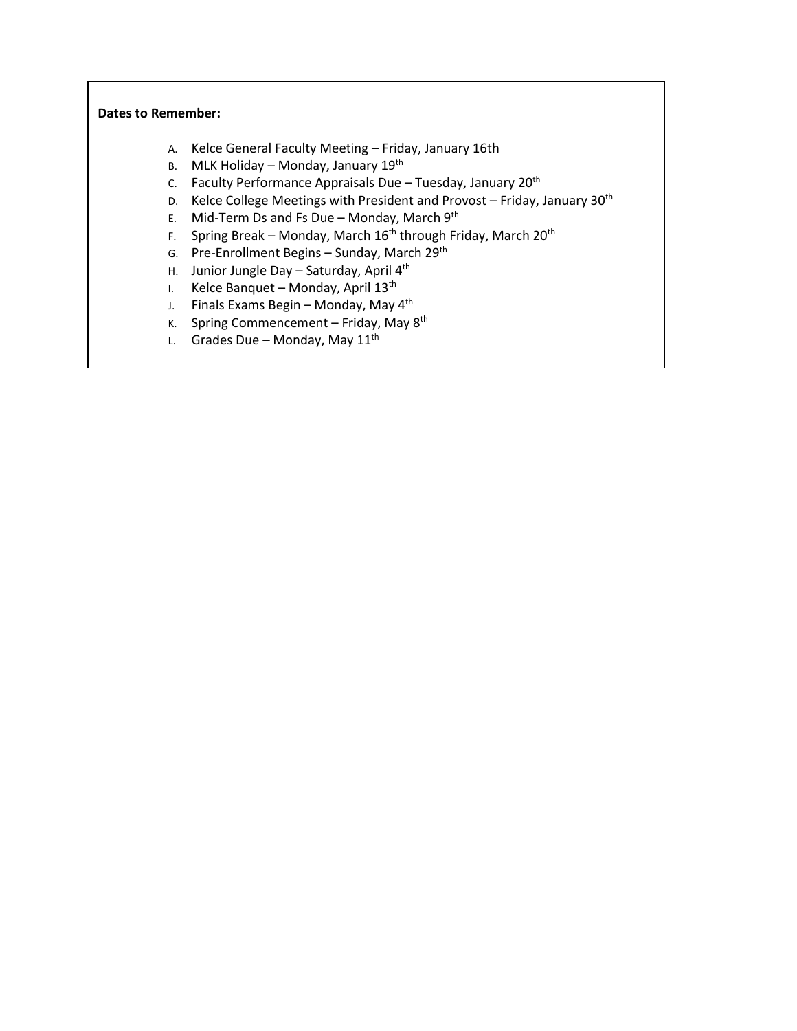**Dates to Remember:**

A. Kelce General Faculty Meeting – Friday, January 16th
B. MLK Holiday – Monday, January 19th
C. Faculty Performance Appraisals Due – Tuesday, January 20th
D. Kelce College Meetings with President and Provost – Friday, January 30th
E. Mid-Term Ds and Fs Due – Monday, March 9th
F. Spring Break – Monday, March 16th through Friday, March 20th
G. Pre-Enrollment Begins – Sunday, March 29th
H. Junior Jungle Day – Saturday, April 4th
I. Kelce Banquet – Monday, April 13th
J. Finals Exams Begin – Monday, May 4th
K. Spring Commencement – Friday, May 8th
L. Grades Due – Monday, May 11th